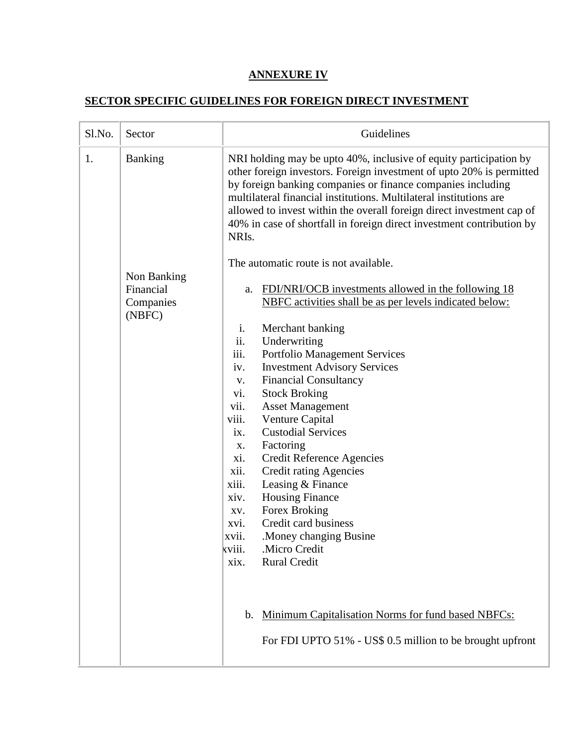**ANNEXURE IV**

**SECTOR SPECIFIC GUIDELINES FOR FOREIGN DIRECT INVESTMENT**

| Sl.No. | Sector | Guidelines |
|---|---|---|
| 1. | Banking | NRI holding may be upto 40%, inclusive of equity participation by other foreign investors. Foreign investment of upto 20% is permitted by foreign banking companies or finance companies including multilateral financial institutions. Multilateral institutions are allowed to invest within the overall foreign direct investment cap of 40% in case of shortfall in foreign direct investment contribution by NRIs.<br><br>The automatic route is not available. |
| | Non Banking Financial Companies (NBFC) | a. FDI/NRI/OCB investments allowed in the following 18 NBFC activities shall be as per levels indicated below:<br><br>i. Merchant banking<br>ii. Underwriting<br>iii. Portfolio Management Services<br>iv. Investment Advisory Services<br>v. Financial Consultancy<br>vi. Stock Broking<br>vii. Asset Management<br>viii. Venture Capital<br>ix. Custodial Services<br>x. Factoring<br>xi. Credit Reference Agencies<br>xii. Credit rating Agencies<br>xiii. Leasing & Finance<br>xiv. Housing Finance<br>xv. Forex Broking<br>xvi. Credit card business<br>xvii. .Money changing Busine<br>xviii. .Micro Credit<br>xix. Rural Credit<br><br>b. Minimum Capitalisation Norms for fund based NBFCs:<br><br>For FDI UPTO 51% - US$ 0.5 million to be brought upfront |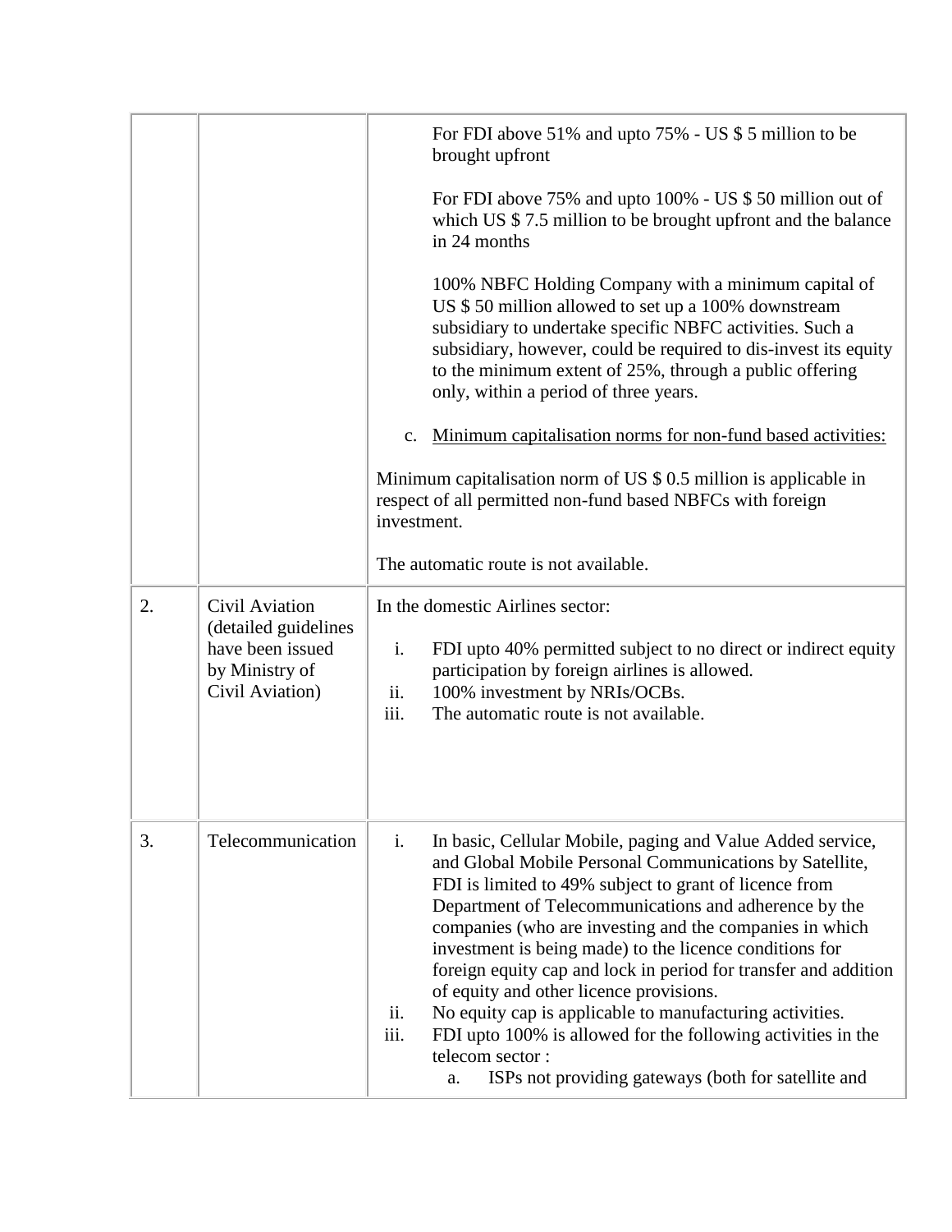| | | |
|---|---|---|
| | | For FDI above 51% and upto 75% - US $ 5 million to be brought upfront<br><br>For FDI above 75% and upto 100% - US $ 50 million out of which US $ 7.5 million to be brought upfront and the balance in 24 months<br><br>100% NBFC Holding Company with a minimum capital of US $ 50 million allowed to set up a 100% downstream subsidiary to undertake specific NBFC activities. Such a subsidiary, however, could be required to dis-invest its equity to the minimum extent of 25%, through a public offering only, within a period of three years.<br><br>c. <u>Minimum capitalisation norms for non-fund based activities:</u><br><br>Minimum capitalisation norm of US $ 0.5 million is applicable in respect of all permitted non-fund based NBFCs with foreign investment.<br><br>The automatic route is not available. |
| 2. | Civil Aviation (detailed guidelines have been issued by Ministry of Civil Aviation) | In the domestic Airlines sector:<br><br>i. FDI upto 40% permitted subject to no direct or indirect equity participation by foreign airlines is allowed.<br>ii. 100% investment by NRIs/OCBs.<br>iii. The automatic route is not available. |
| 3. | Telecommunication | i. In basic, Cellular Mobile, paging and Value Added service, and Global Mobile Personal Communications by Satellite, FDI is limited to 49% subject to grant of licence from Department of Telecommunications and adherence by the companies (who are investing and the companies in which investment is being made) to the licence conditions for foreign equity cap and lock in period for transfer and addition of equity and other licence provisions.<br>ii. No equity cap is applicable to manufacturing activities.<br>iii. FDI upto 100% is allowed for the following activities in the telecom sector :<br>a. ISPs not providing gateways (both for satellite and |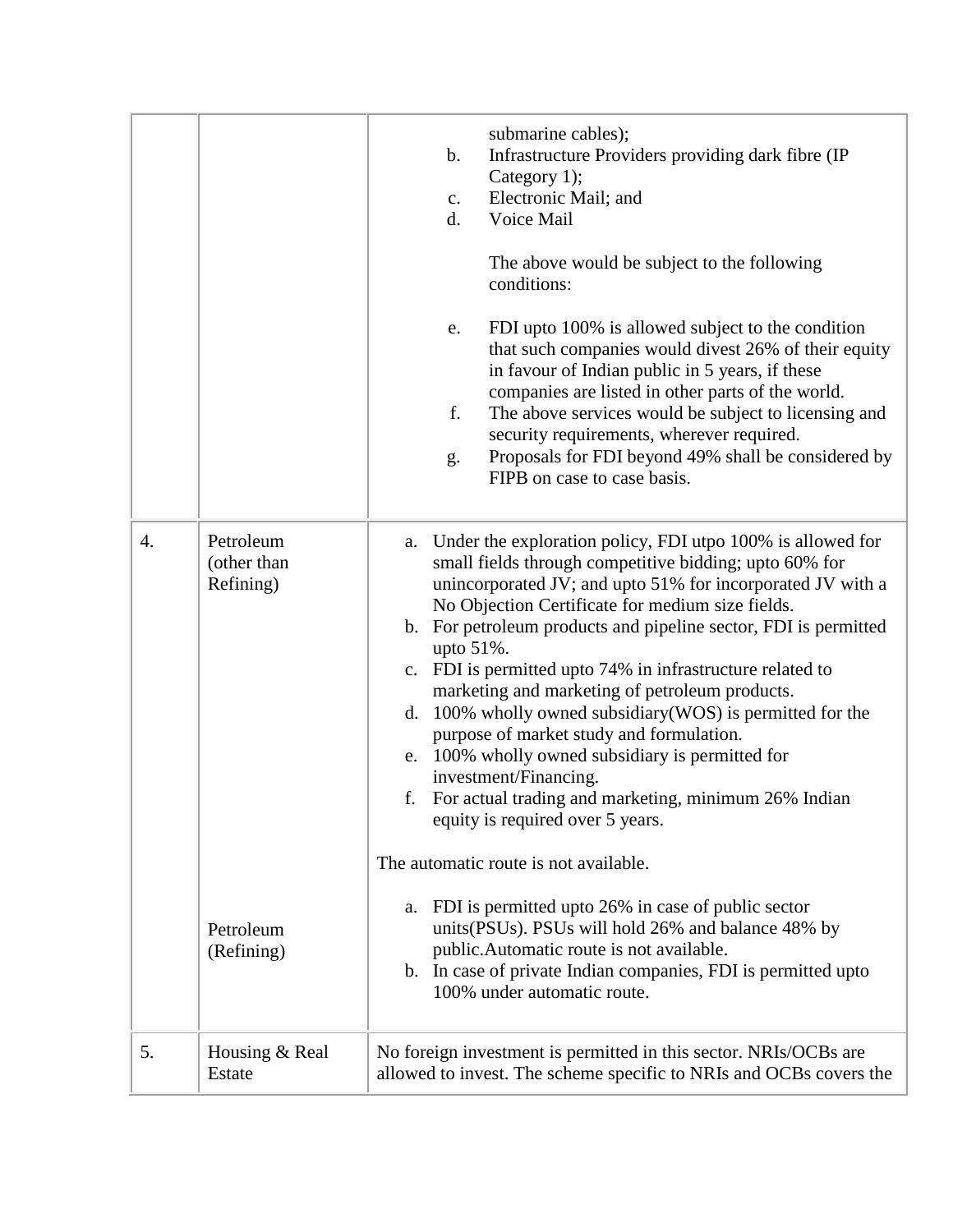| | | |
|---|---|---|
| | | submarine cables);<br>b. Infrastructure Providers providing dark fibre (IP Category 1);<br>c. Electronic Mail; and<br>d. Voice Mail<br><br>The above would be subject to the following conditions:<br><br>e. FDI upto 100% is allowed subject to the condition that such companies would divest 26% of their equity in favour of Indian public in 5 years, if these companies are listed in other parts of the world.<br>f. The above services would be subject to licensing and security requirements, wherever required.<br>g. Proposals for FDI beyond 49% shall be considered by FIPB on case to case basis. |
| 4. | Petroleum (other than Refining)<br><br><br><br><br><br><br><br><br><br><br><br><br>Petroleum (Refining) | a. Under the exploration policy, FDI utpo 100% is allowed for small fields through competitive bidding; upto 60% for unincorporated JV; and upto 51% for incorporated JV with a No Objection Certificate for medium size fields.<br>b. For petroleum products and pipeline sector, FDI is permitted upto 51%.<br>c. FDI is permitted upto 74% in infrastructure related to marketing and marketing of petroleum products.<br>d. 100% wholly owned subsidiary(WOS) is permitted for the purpose of market study and formulation.<br>e. 100% wholly owned subsidiary is permitted for investment/Financing.<br>f. For actual trading and marketing, minimum 26% Indian equity is required over 5 years.<br><br>The automatic route is not available.<br><br>a. FDI is permitted upto 26% in case of public sector units(PSUs). PSUs will hold 26% and balance 48% by public.Automatic route is not available.<br>b. In case of private Indian companies, FDI is permitted upto 100% under automatic route. |
| 5. | Housing & Real Estate | No foreign investment is permitted in this sector. NRIs/OCBs are allowed to invest. The scheme specific to NRIs and OCBs covers the |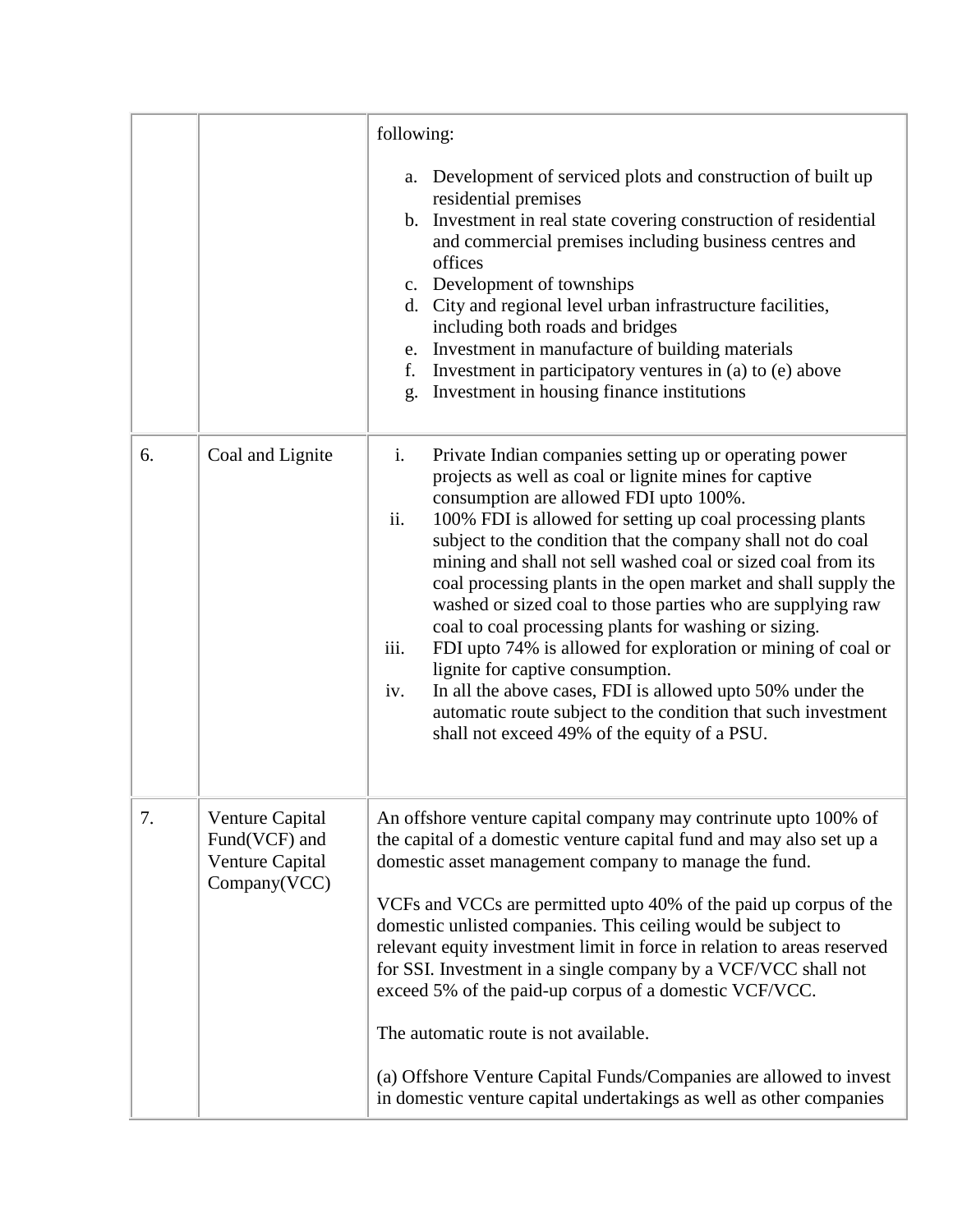| | | |
|---|---|---|
| | | following:<br><br>a. Development of serviced plots and construction of built up residential premises<br>b. Investment in real state covering construction of residential and commercial premises including business centres and offices<br>c. Development of townships<br>d. City and regional level urban infrastructure facilities, including both roads and bridges<br>e. Investment in manufacture of building materials<br>f. Investment in participatory ventures in (a) to (e) above<br>g. Investment in housing finance institutions |
| 6. | Coal and Lignite | i. Private Indian companies setting up or operating power projects as well as coal or lignite mines for captive consumption are allowed FDI upto 100%.<br>ii. 100% FDI is allowed for setting up coal processing plants subject to the condition that the company shall not do coal mining and shall not sell washed coal or sized coal from its coal processing plants in the open market and shall supply the washed or sized coal to those parties who are supplying raw coal to coal processing plants for washing or sizing.<br>iii. FDI upto 74% is allowed for exploration or mining of coal or lignite for captive consumption.<br>iv. In all the above cases, FDI is allowed upto 50% under the automatic route subject to the condition that such investment shall not exceed 49% of the equity of a PSU. |
| 7. | Venture Capital Fund(VCF) and Venture Capital Company(VCC) | An offshore venture capital company may contrinute upto 100% of the capital of a domestic venture capital fund and may also set up a domestic asset management company to manage the fund.<br><br>VCFs and VCCs are permitted upto 40% of the paid up corpus of the domestic unlisted companies. This ceiling would be subject to relevant equity investment limit in force in relation to areas reserved for SSI. Investment in a single company by a VCF/VCC shall not exceed 5% of the paid-up corpus of a domestic VCF/VCC.<br><br>The automatic route is not available.<br><br>(a) Offshore Venture Capital Funds/Companies are allowed to invest in domestic venture capital undertakings as well as other companies |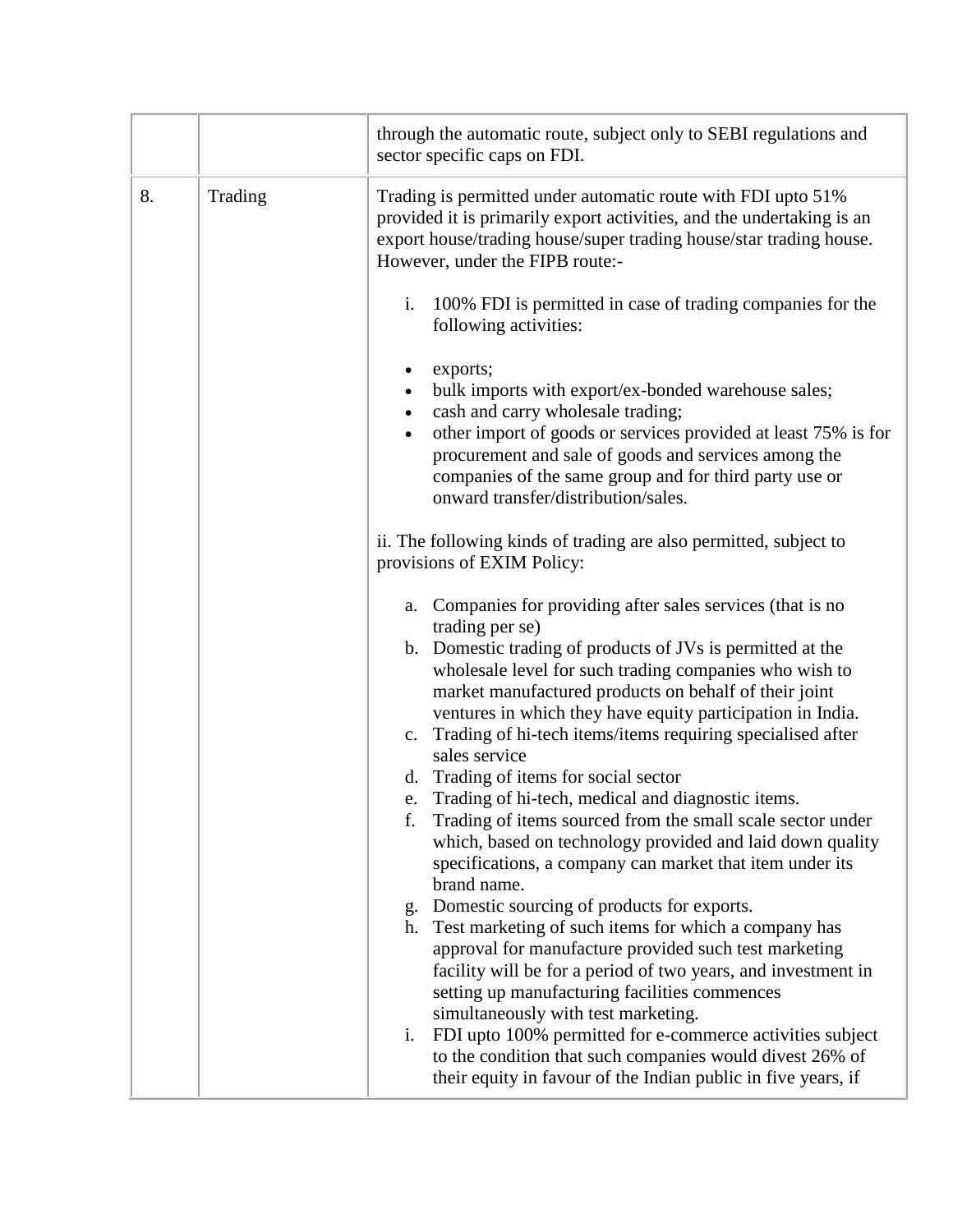| | | |
|---|---|---|
| | | through the automatic route, subject only to SEBI regulations and sector specific caps on FDI. |
| 8. | Trading | Trading is permitted under automatic route with FDI upto 51% provided it is primarily export activities, and the undertaking is an export house/trading house/super trading house/star trading house. However, under the FIPB route:-<br><br>i. 100% FDI is permitted in case of trading companies for the following activities:<br><br>• exports;<br>• bulk imports with export/ex-bonded warehouse sales;<br>• cash and carry wholesale trading;<br>• other import of goods or services provided at least 75% is for procurement and sale of goods and services among the companies of the same group and for third party use or onward transfer/distribution/sales.<br><br>ii. The following kinds of trading are also permitted, subject to provisions of EXIM Policy:<br><br>a. Companies for providing after sales services (that is no trading per se)<br>b. Domestic trading of products of JVs is permitted at the wholesale level for such trading companies who wish to market manufactured products on behalf of their joint ventures in which they have equity participation in India.<br>c. Trading of hi-tech items/items requiring specialised after sales service<br>d. Trading of items for social sector<br>e. Trading of hi-tech, medical and diagnostic items.<br>f. Trading of items sourced from the small scale sector under which, based on technology provided and laid down quality specifications, a company can market that item under its brand name.<br>g. Domestic sourcing of products for exports.<br>h. Test marketing of such items for which a company has approval for manufacture provided such test marketing facility will be for a period of two years, and investment in setting up manufacturing facilities commences simultaneously with test marketing.<br>i. FDI upto 100% permitted for e-commerce activities subject to the condition that such companies would divest 26% of their equity in favour of the Indian public in five years, if |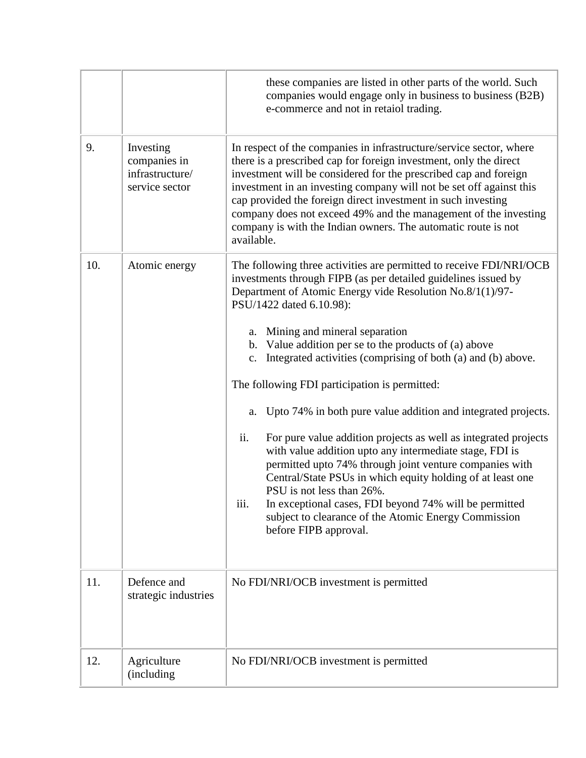| | | |
|---|---|---|
| | | these companies are listed in other parts of the world. Such companies would engage only in business to business (B2B) e-commerce and not in retaiol trading. |
| 9. | Investing companies in infrastructure/ service sector | In respect of the companies in infrastructure/service sector, where there is a prescribed cap for foreign investment, only the direct investment will be considered for the prescribed cap and foreign investment in an investing company will not be set off against this cap provided the foreign direct investment in such investing company does not exceed 49% and the management of the investing company is with the Indian owners. The automatic route is not available. |
| 10. | Atomic energy | The following three activities are permitted to receive FDI/NRI/OCB investments through FIPB (as per detailed guidelines issued by Department of Atomic Energy vide Resolution No.8/1(1)/97-PSU/1422 dated 6.10.98):<br><br>a. Mining and mineral separation<br>b. Value addition per se to the products of (a) above<br>c. Integrated activities (comprising of both (a) and (b) above.<br><br>The following FDI participation is permitted:<br><br>a. Upto 74% in both pure value addition and integrated projects.<br><br>ii. For pure value addition projects as well as integrated projects with value addition upto any intermediate stage, FDI is permitted upto 74% through joint venture companies with Central/State PSUs in which equity holding of at least one PSU is not less than 26%.<br>iii. In exceptional cases, FDI beyond 74% will be permitted subject to clearance of the Atomic Energy Commission before FIPB approval. |
| 11. | Defence and strategic industries | No FDI/NRI/OCB investment is permitted |
| 12. | Agriculture (including | No FDI/NRI/OCB investment is permitted |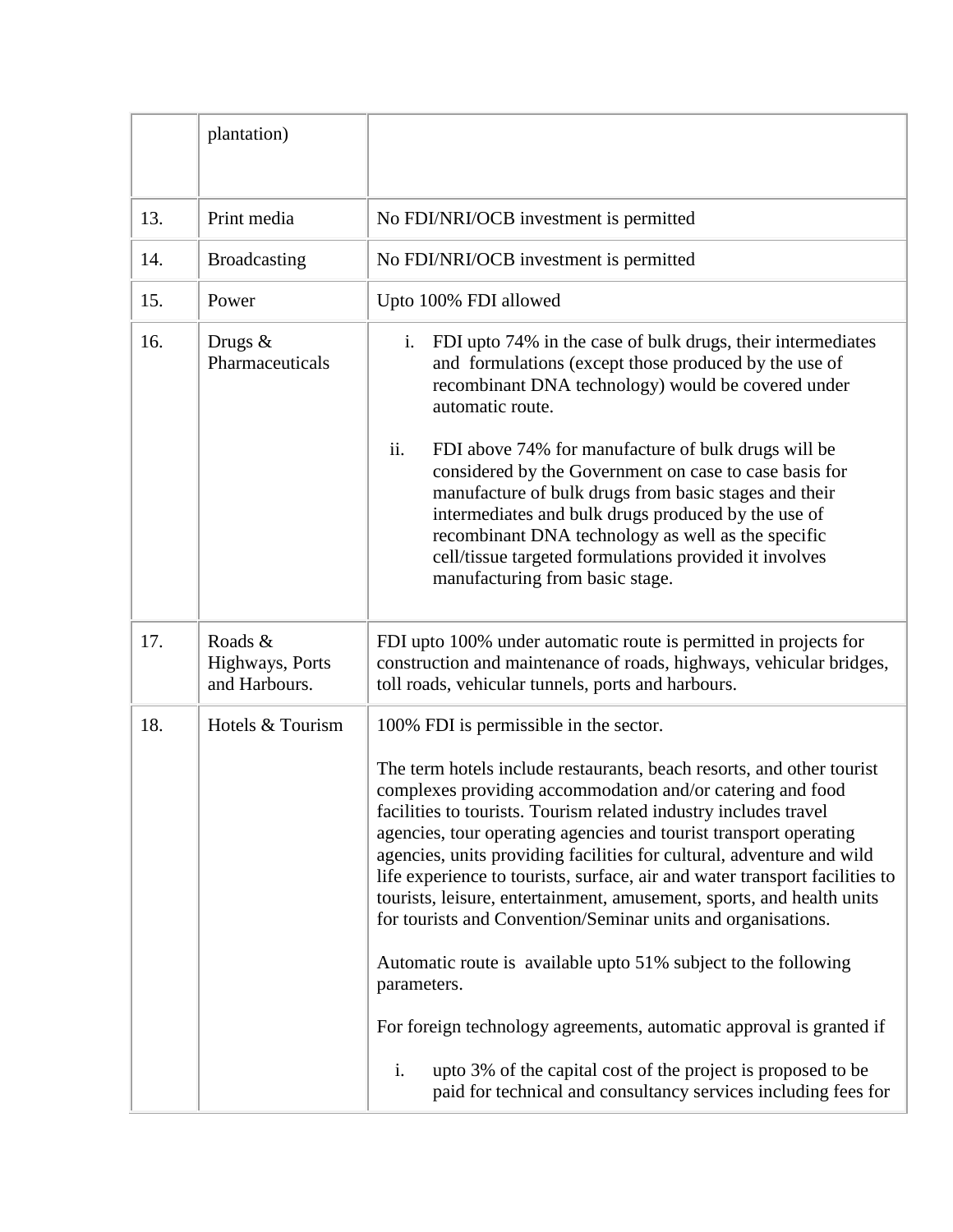| | | |
|---|---|---|
| | plantation) | |
| 13. | Print media | No FDI/NRI/OCB investment is permitted |
| 14. | Broadcasting | No FDI/NRI/OCB investment is permitted |
| 15. | Power | Upto 100% FDI allowed |
| 16. | Drugs & Pharmaceuticals | i. FDI upto 74% in the case of bulk drugs, their intermediates and formulations (except those produced by the use of recombinant DNA technology) would be covered under automatic route.<br><br>ii. FDI above 74% for manufacture of bulk drugs will be considered by the Government on case to case basis for manufacture of bulk drugs from basic stages and their intermediates and bulk drugs produced by the use of recombinant DNA technology as well as the specific cell/tissue targeted formulations provided it involves manufacturing from basic stage. |
| 17. | Roads & Highways, Ports and Harbours. | FDI upto 100% under automatic route is permitted in projects for construction and maintenance of roads, highways, vehicular bridges, toll roads, vehicular tunnels, ports and harbours. |
| 18. | Hotels & Tourism | 100% FDI is permissible in the sector.<br><br>The term hotels include restaurants, beach resorts, and other tourist complexes providing accommodation and/or catering and food facilities to tourists. Tourism related industry includes travel agencies, tour operating agencies and tourist transport operating agencies, units providing facilities for cultural, adventure and wild life experience to tourists, surface, air and water transport facilities to tourists, leisure, entertainment, amusement, sports, and health units for tourists and Convention/Seminar units and organisations.<br><br>Automatic route is available upto 51% subject to the following parameters.<br><br>For foreign technology agreements, automatic approval is granted if<br><br>i. upto 3% of the capital cost of the project is proposed to be paid for technical and consultancy services including fees for |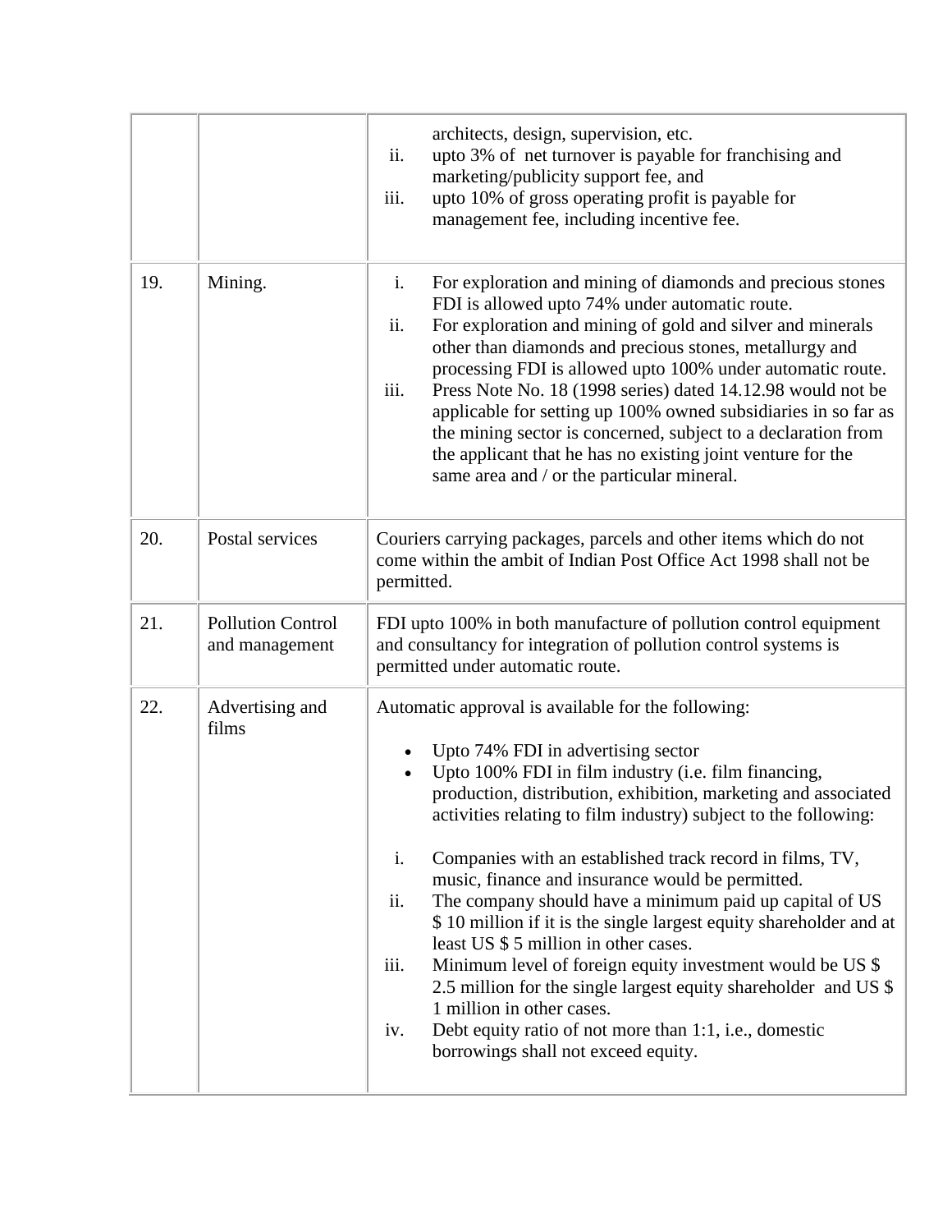| | | |
|---|---|---|
| | | architects, design, supervision, etc.<br>ii. upto 3% of net turnover is payable for franchising and marketing/publicity support fee, and<br>iii. upto 10% of gross operating profit is payable for management fee, including incentive fee. |
| 19. | Mining. | i. For exploration and mining of diamonds and precious stones FDI is allowed upto 74% under automatic route.<br>ii. For exploration and mining of gold and silver and minerals other than diamonds and precious stones, metallurgy and processing FDI is allowed upto 100% under automatic route.<br>iii. Press Note No. 18 (1998 series) dated 14.12.98 would not be applicable for setting up 100% owned subsidiaries in so far as the mining sector is concerned, subject to a declaration from the applicant that he has no existing joint venture for the same area and / or the particular mineral. |
| 20. | Postal services | Couriers carrying packages, parcels and other items which do not come within the ambit of Indian Post Office Act 1998 shall not be permitted. |
| 21. | Pollution Control and management | FDI upto 100% in both manufacture of pollution control equipment and consultancy for integration of pollution control systems is permitted under automatic route. |
| 22. | Advertising and films | Automatic approval is available for the following:<br>• Upto 74% FDI in advertising sector<br>• Upto 100% FDI in film industry (i.e. film financing, production, distribution, exhibition, marketing and associated activities relating to film industry) subject to the following:<br>i. Companies with an established track record in films, TV, music, finance and insurance would be permitted.<br>ii. The company should have a minimum paid up capital of US $ 10 million if it is the single largest equity shareholder and at least US $ 5 million in other cases.<br>iii. Minimum level of foreign equity investment would be US $ 2.5 million for the single largest equity shareholder and US $ 1 million in other cases.<br>iv. Debt equity ratio of not more than 1:1, i.e., domestic borrowings shall not exceed equity. |